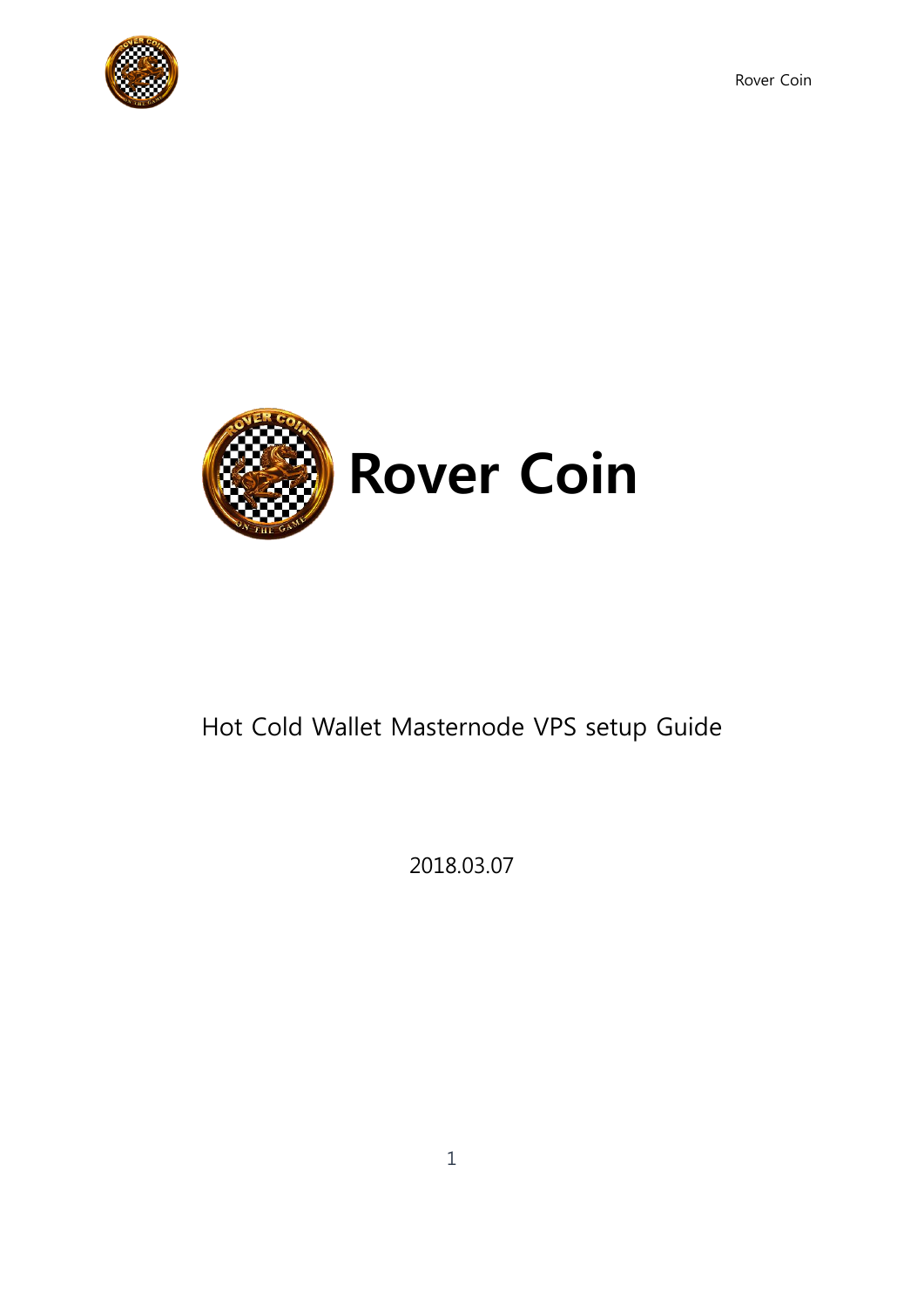# Rover Coin

Hot Cold Wallet Masternode VPS setup Guide

2018.03.07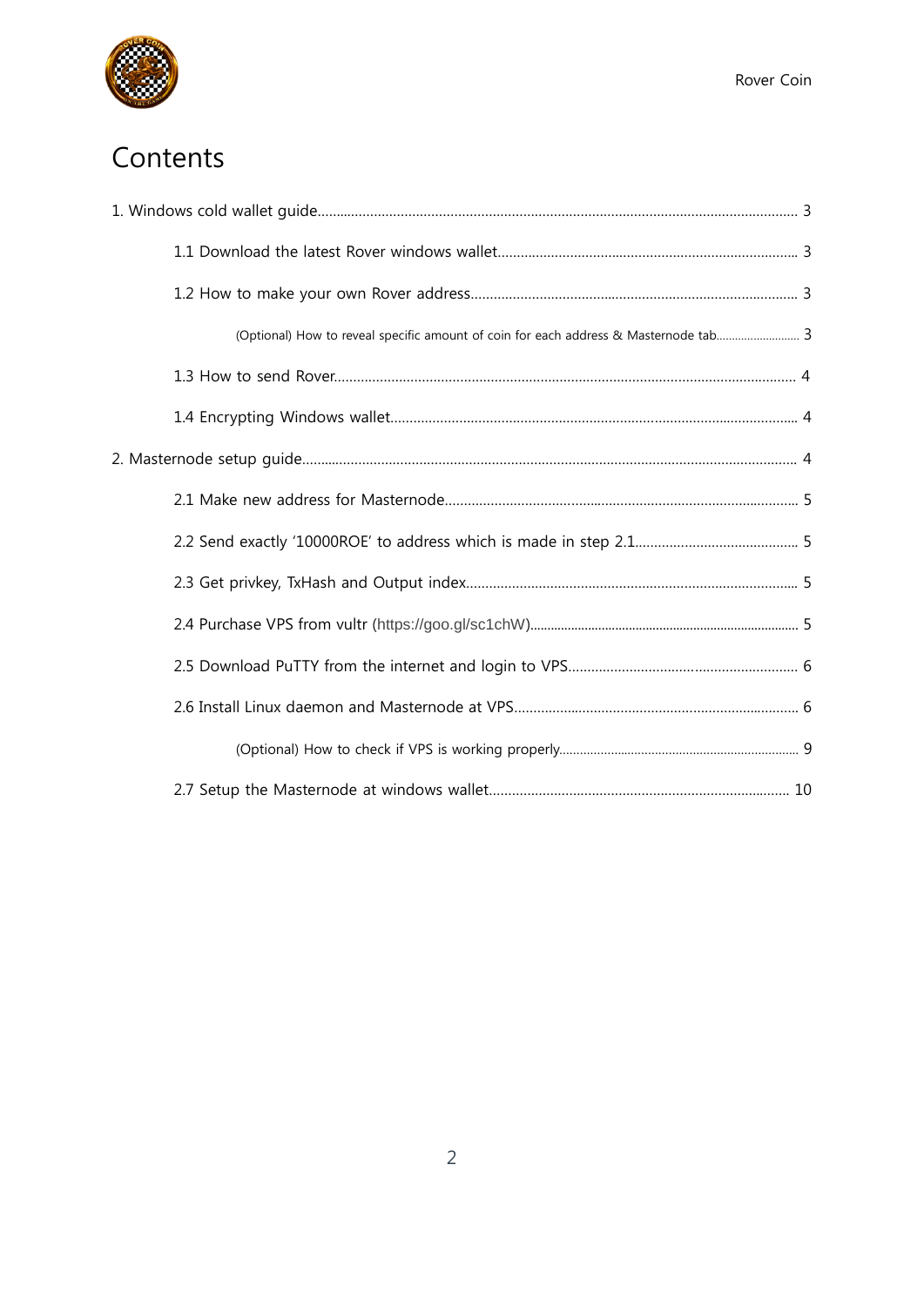# Contents

1. Windows cold wallet guide ........................................................................ 3
    - 1.1 Download the latest Rover windows wallet ........................................ 3
    - 1.2 How to make your own Rover address ................................................ 3
        - (Optional) How to reveal specific amount of coin for each address & Masternode tab ........ 3
    - 1.3 How to send Rover ............................................................................ 4
    - 1.4 Encrypting Windows wallet ................................................................ 4
2. Masternode setup guide ............................................................................ 4
    - 2.1 Make new address for Masternode ..................................................... 5
    - 2.2 Send exactly '10000ROE' to address which is made in step 2.1 ............ 5
    - 2.3 Get privkey, TxHash and Output index ................................................ 5
    - 2.4 Purchase VPS from vultr (https://goo.gl/sc1chW) .................................. 5
    - 2.5 Download PuTTY from the internet and login to VPS ........................... 6
    - 2.6 Install Linux daemon and Masternode at VPS ........................................ 6
        - (Optional) How to check if VPS is working properly ................................ 9
    - 2.7 Setup the Masternode at windows wallet ............................................ 10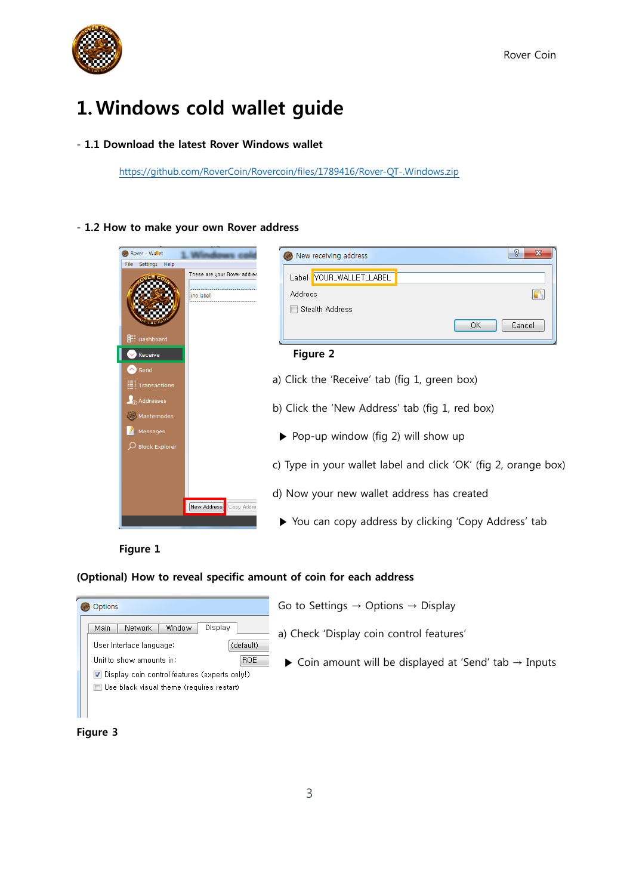# 1. Windows cold wallet guide

- **1.1 Download the latest Rover Windows wallet**

https://github.com/RoverCoin/Rovercoin/files/1789416/Rover-QT-.Windows.zip

- **1.2 How to make your own Rover address**

**Figure 2**

a) Click the 'Receive' tab (fig 1, green box)

b) Click the 'New Address' tab (fig 1, red box)

▶ Pop-up window (fig 2) will show up

c) Type in your wallet label and click 'OK' (fig 2, orange box)

d) Now your new wallet address has created

▶ You can copy address by clicking 'Copy Address' tab

**Figure 1**

**(Optional) How to reveal specific amount of coin for each address**

Go to Settings → Options → Display

a) Check 'Display coin control features'

▶ Coin amount will be displayed at 'Send' tab → Inputs

**Figure 3**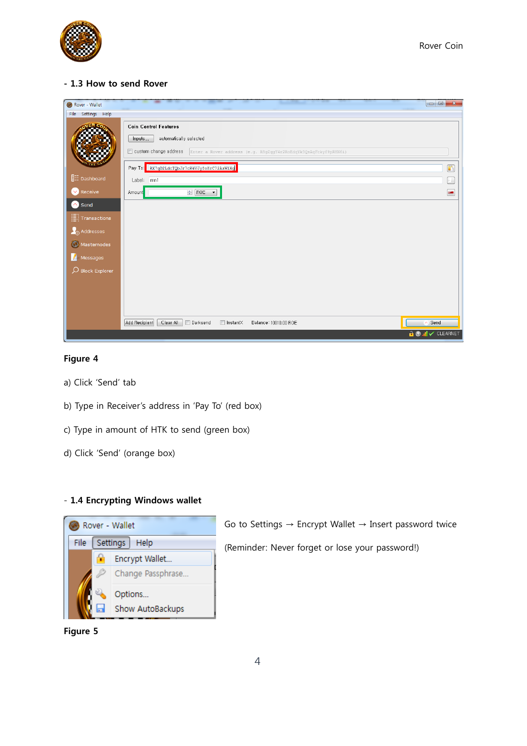## - 1.3 How to send Rover

**Figure 4**

a) Click 'Send' tab

b) Type in Receiver's address in 'Pay To' (red box)

c) Type in amount of HTK to send (green box)

d) Click 'Send' (orange box)

## - 1.4 Encrypting Windows wallet

Go to Settings → Encrypt Wallet → Insert password twice

(Reminder: Never forget or lose your password!)

**Figure 5**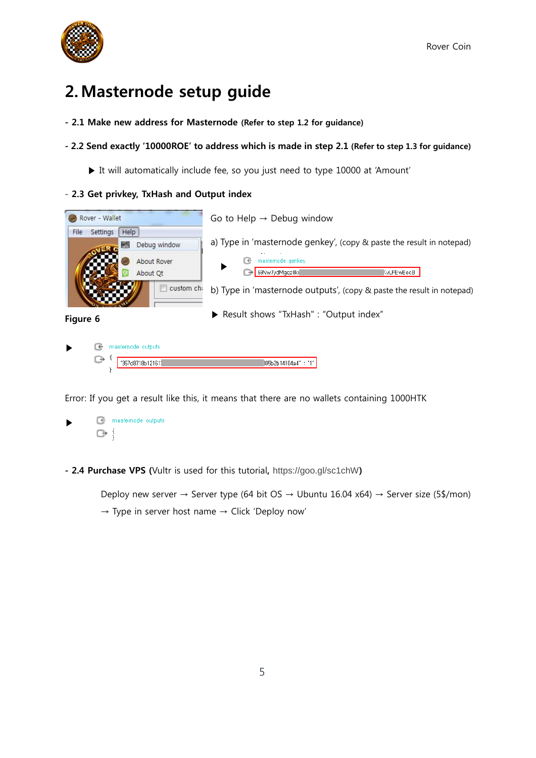# 2. Masternode setup guide

**- 2.1 Make new address for Masternode (Refer to step 1.2 for guidance)**

**- 2.2 Send exactly '10000ROE' to address which is made in step 2.1 (Refer to step 1.3 for guidance)**

▶ It will automatically include fee, so you just need to type 10000 at 'Amount'

- **2.3 Get privkey, TxHash and Output index**

Figure 6

Go to Help → Debug window

a) Type in 'masternode genkey', (copy & paste the result in notepad)

b) Type in 'masternode outputs', (copy & paste the result in notepad)

▶ Result shows "TxHash" : "Output index"

Error: If you get a result like this, it means that there are no wallets containing 1000HTK

**- 2.4 Purchase VPS (**Vultr is used for this tutorial**,** https://goo.gl/sc1chW**)**

Deploy new server → Server type (64 bit OS → Ubuntu 16.04 x64) → Server size (5$/mon) → Type in server host name → Click 'Deploy now'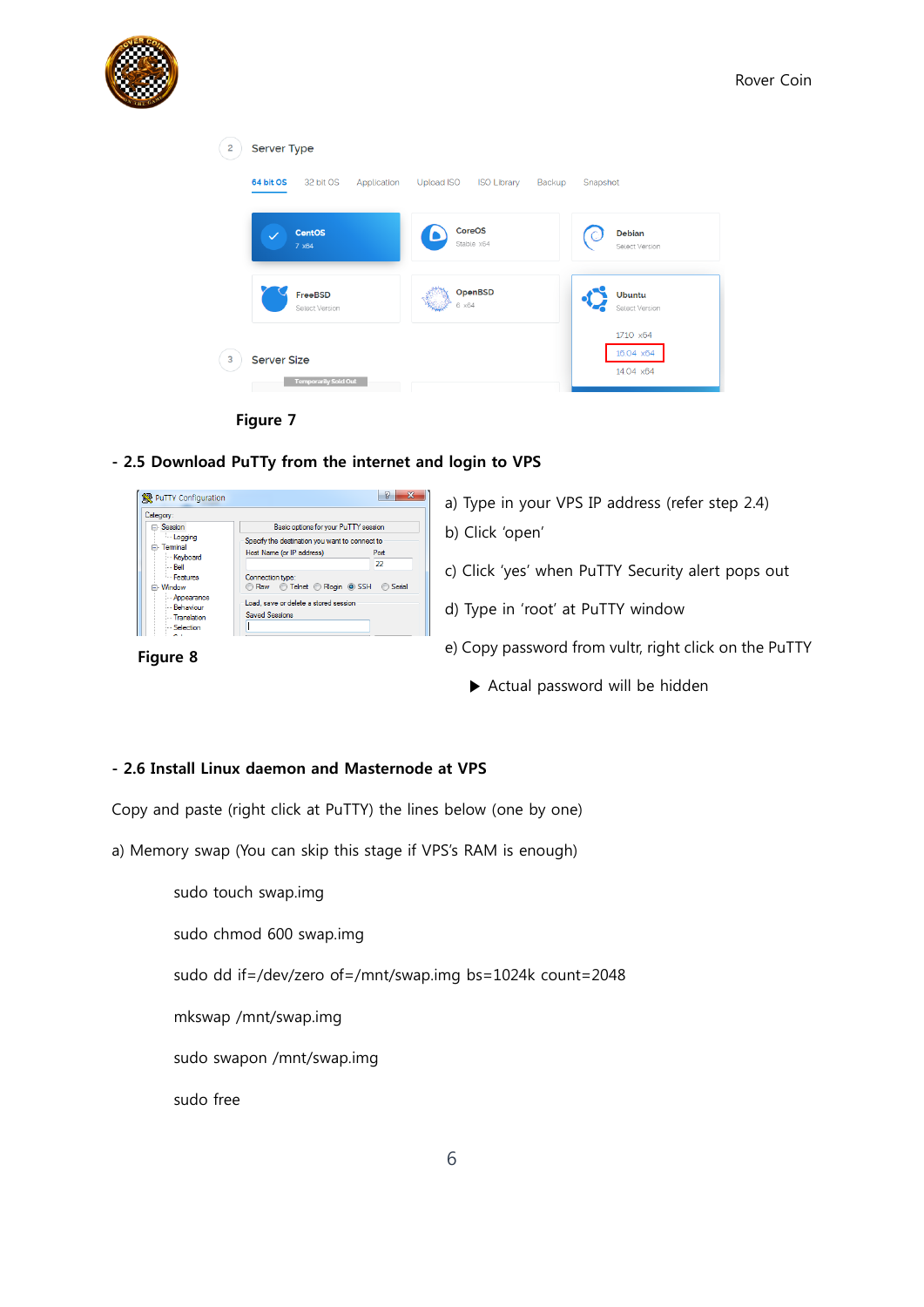Figure 7

## - 2.5 Download PuTTy from the internet and login to VPS

Figure 8

a) Type in your VPS IP address (refer step 2.4)

b) Click 'open'

c) Click 'yes' when PuTTY Security alert pops out

d) Type in 'root' at PuTTY window

e) Copy password from vultr, right click on the PuTTY

▶ Actual password will be hidden

## - 2.6 Install Linux daemon and Masternode at VPS

Copy and paste (right click at PuTTY) the lines below (one by one)

a) Memory swap (You can skip this stage if VPS's RAM is enough)

```
sudo touch swap.img

sudo chmod 600 swap.img

sudo dd if=/dev/zero of=/mnt/swap.img bs=1024k count=2048

mkswap /mnt/swap.img

sudo swapon /mnt/swap.img

sudo free
```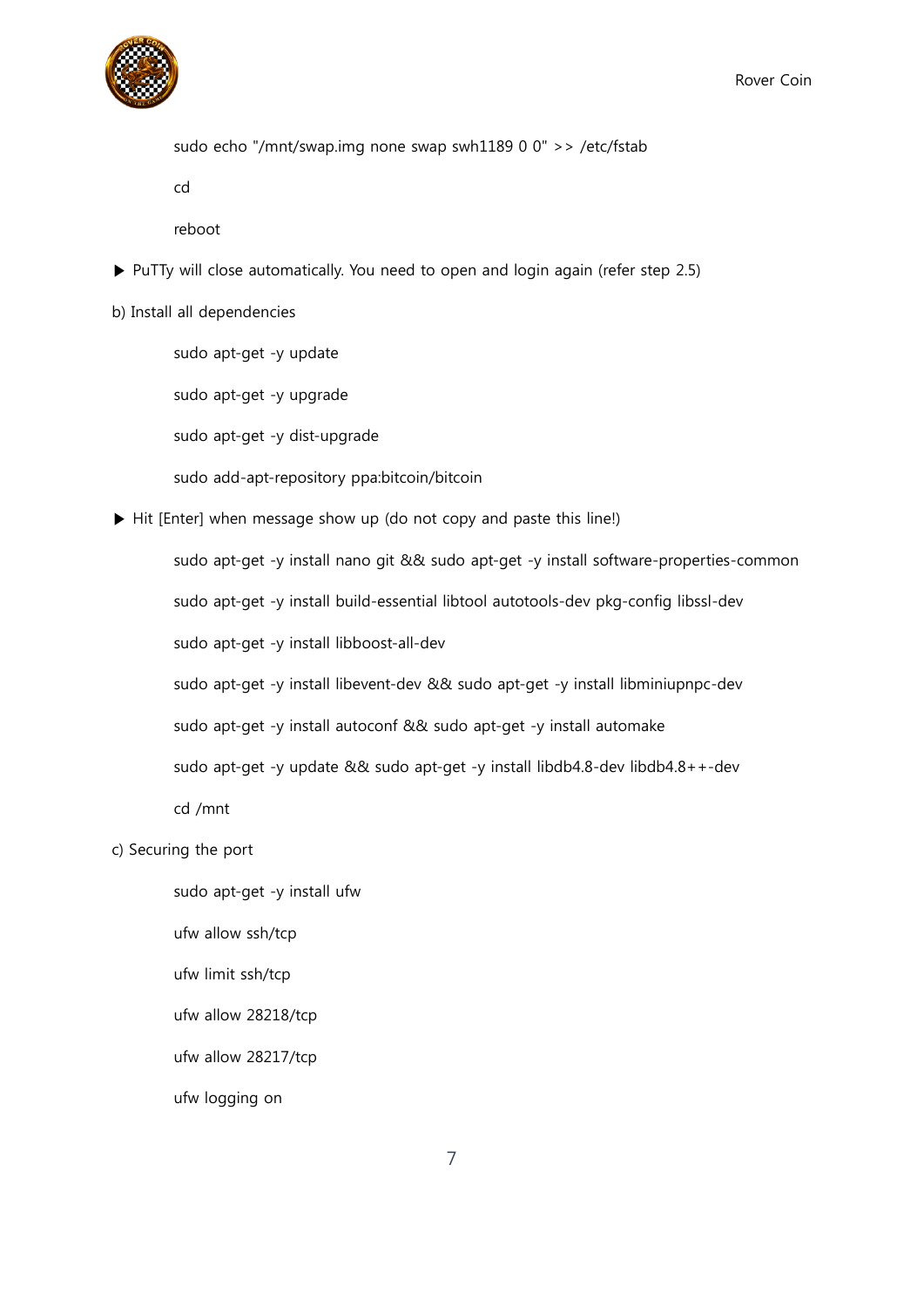```
sudo echo "/mnt/swap.img none swap swh1189 0 0" >> /etc/fstab
cd
reboot
```

▶ PuTTy will close automatically. You need to open and login again (refer step 2.5)

b) Install all dependencies

```
sudo apt-get -y update
sudo apt-get -y upgrade
sudo apt-get -y dist-upgrade
sudo add-apt-repository ppa:bitcoin/bitcoin
```

▶ Hit [Enter] when message show up (do not copy and paste this line!)

```
sudo apt-get -y install nano git && sudo apt-get -y install software-properties-common
sudo apt-get -y install build-essential libtool autotools-dev pkg-config libssl-dev
sudo apt-get -y install libboost-all-dev
sudo apt-get -y install libevent-dev && sudo apt-get -y install libminiupnpc-dev
sudo apt-get -y install autoconf && sudo apt-get -y install automake
sudo apt-get -y update && sudo apt-get -y install libdb4.8-dev libdb4.8++-dev
cd /mnt
```

c) Securing the port

```
sudo apt-get -y install ufw
ufw allow ssh/tcp
ufw limit ssh/tcp
ufw allow 28218/tcp
ufw allow 28217/tcp
ufw logging on
```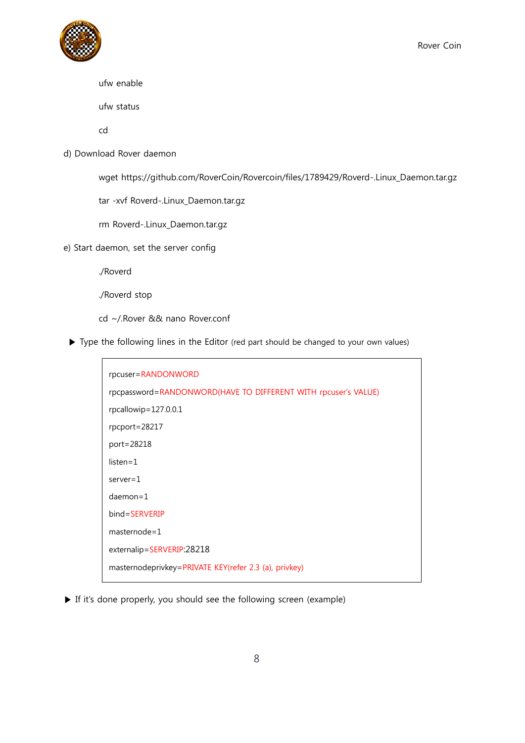```
ufw enable
ufw status
cd
```

d) Download Rover daemon

```
wget https://github.com/RoverCoin/Rovercoin/files/1789429/Roverd-.Linux_Daemon.tar.gz
tar -xvf Roverd-.Linux_Daemon.tar.gz
rm Roverd-.Linux_Daemon.tar.gz
```

e) Start daemon, set the server config

```
./Roverd
./Roverd stop
cd ~/.Rover && nano Rover.conf
```

▶ Type the following lines in the Editor (red part should be changed to your own values)

```
rpcuser=RANDONWORD
rpcpassword=RANDONWORD(HAVE TO DIFFERENT WITH rpcuser's VALUE)
rpcallowip=127.0.0.1
rpcport=28217
port=28218
listen=1
server=1
daemon=1
bind=SERVERIP
masternode=1
externalip=SERVERIP:28218
masternodeprivkey=PRIVATE KEY(refer 2.3 (a), privkey)
```

▶ If it's done properly, you should see the following screen (example)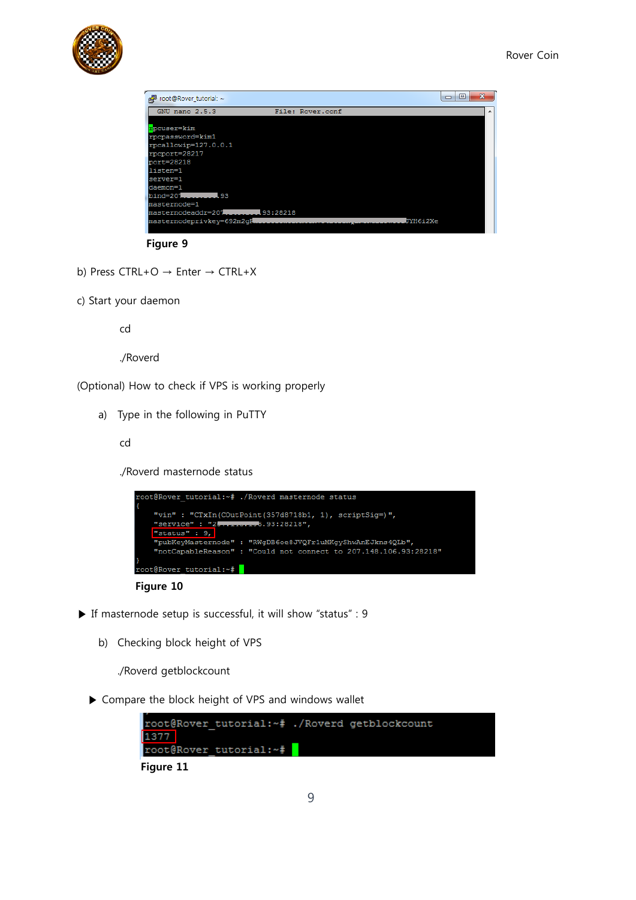Figure 9

b) Press CTRL+O → Enter → CTRL+X

c) Start your daemon

cd

./Roverd

(Optional) How to check if VPS is working properly

a) Type in the following in PuTTY

cd

./Roverd masternode status

Figure 10

▶ If masternode setup is successful, it will show “status” : 9

b) Checking block height of VPS

./Roverd getblockcount

▶ Compare the block height of VPS and windows wallet

Figure 11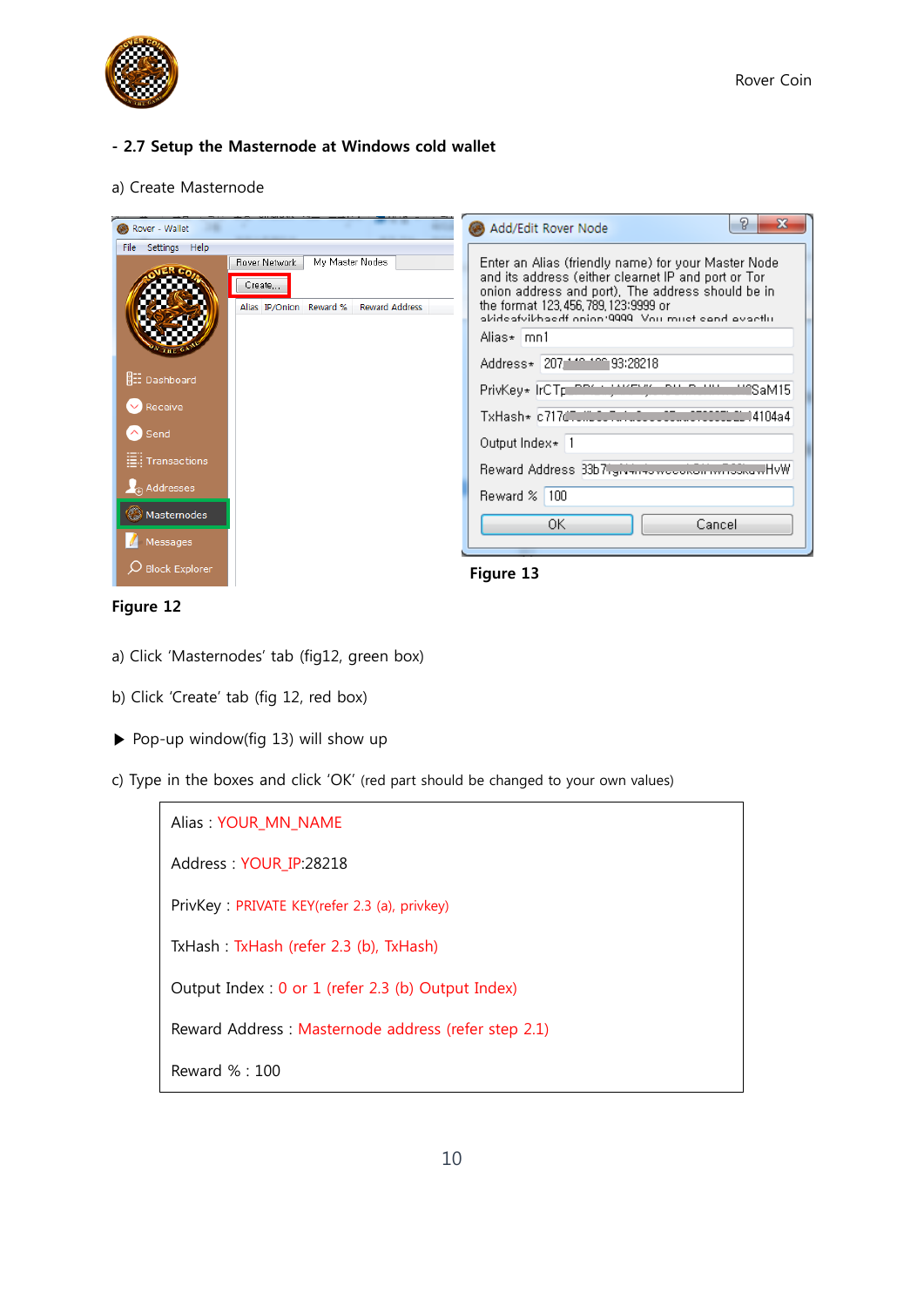## - 2.7 Setup the Masternode at Windows cold wallet

a) Create Masternode

Figure 12

Figure 13

a) Click 'Masternodes' tab (fig12, green box)

b) Click 'Create' tab (fig 12, red box)

▶ Pop-up window(fig 13) will show up

c) Type in the boxes and click 'OK' (red part should be changed to your own values)

| |
|---|
| Alias : YOUR_MN_NAME |
| Address : YOUR_IP:28218 |
| PrivKey : PRIVATE KEY(refer 2.3 (a), privkey) |
| TxHash : TxHash (refer 2.3 (b), TxHash) |
| Output Index : 0 or 1 (refer 2.3 (b) Output Index) |
| Reward Address : Masternode address (refer step 2.1) |
| Reward % : 100 |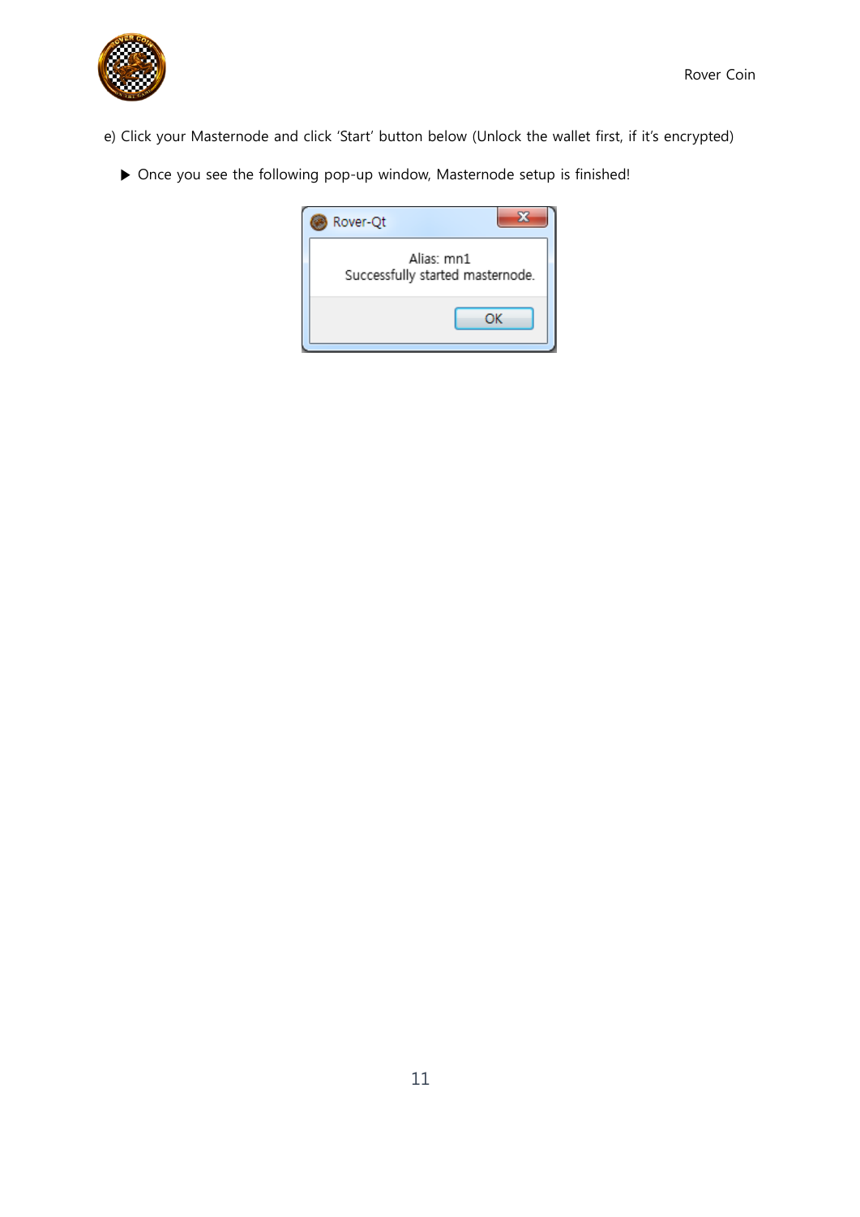e) Click your Masternode and click 'Start' button below (Unlock the wallet first, if it's encrypted)

▶ Once you see the following pop-up window, Masternode setup is finished!

Rover-Qt

Alias: mn1
Successfully started masternode.

OK